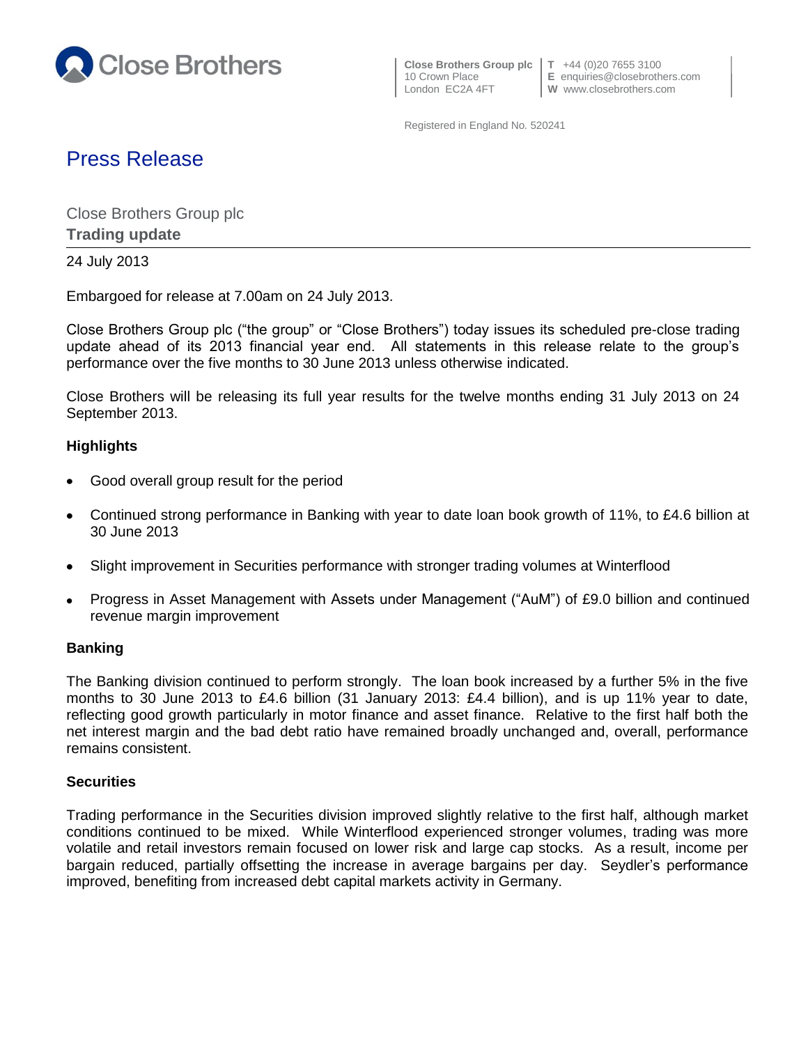Close Brothers

**Close Brothers Group plc**
10 Crown Place
London EC2A 4FT

**T** +44 (0)20 7655 3100
**E** enquiries@closebrothers.com
**W** www.closebrothers.com

Registered in England No. 520241

# Press Release

Close Brothers Group plc
**Trading update**

24 July 2013

Embargoed for release at 7.00am on 24 July 2013.

Close Brothers Group plc ("the group" or "Close Brothers") today issues its scheduled pre-close trading update ahead of its 2013 financial year end. All statements in this release relate to the group's performance over the five months to 30 June 2013 unless otherwise indicated.

Close Brothers will be releasing its full year results for the twelve months ending 31 July 2013 on 24 September 2013.

## Highlights

- Good overall group result for the period
- Continued strong performance in Banking with year to date loan book growth of 11%, to £4.6 billion at 30 June 2013
- Slight improvement in Securities performance with stronger trading volumes at Winterflood
- Progress in Asset Management with Assets under Management ("AuM") of £9.0 billion and continued revenue margin improvement

## Banking

The Banking division continued to perform strongly. The loan book increased by a further 5% in the five months to 30 June 2013 to £4.6 billion (31 January 2013: £4.4 billion), and is up 11% year to date, reflecting good growth particularly in motor finance and asset finance. Relative to the first half both the net interest margin and the bad debt ratio have remained broadly unchanged and, overall, performance remains consistent.

## Securities

Trading performance in the Securities division improved slightly relative to the first half, although market conditions continued to be mixed. While Winterflood experienced stronger volumes, trading was more volatile and retail investors remain focused on lower risk and large cap stocks. As a result, income per bargain reduced, partially offsetting the increase in average bargains per day. Seydler's performance improved, benefiting from increased debt capital markets activity in Germany.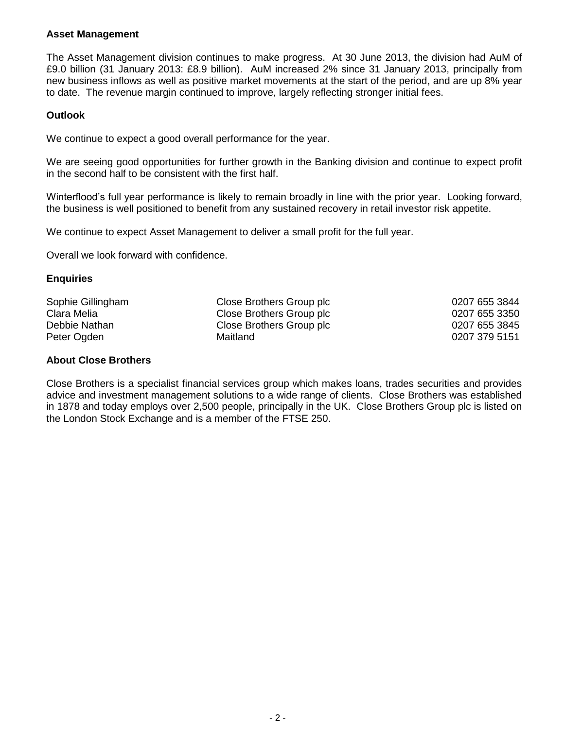**Asset Management**

The Asset Management division continues to make progress. At 30 June 2013, the division had AuM of £9.0 billion (31 January 2013: £8.9 billion). AuM increased 2% since 31 January 2013, principally from new business inflows as well as positive market movements at the start of the period, and are up 8% year to date. The revenue margin continued to improve, largely reflecting stronger initial fees.

**Outlook**

We continue to expect a good overall performance for the year.

We are seeing good opportunities for further growth in the Banking division and continue to expect profit in the second half to be consistent with the first half.

Winterflood's full year performance is likely to remain broadly in line with the prior year. Looking forward, the business is well positioned to benefit from any sustained recovery in retail investor risk appetite.

We continue to expect Asset Management to deliver a small profit for the full year.

Overall we look forward with confidence.

**Enquiries**

| | | |
|---|---|---|
| Sophie Gillingham | Close Brothers Group plc | 0207 655 3844 |
| Clara Melia | Close Brothers Group plc | 0207 655 3350 |
| Debbie Nathan | Close Brothers Group plc | 0207 655 3845 |
| Peter Ogden | Maitland | 0207 379 5151 |

**About Close Brothers**

Close Brothers is a specialist financial services group which makes loans, trades securities and provides advice and investment management solutions to a wide range of clients. Close Brothers was established in 1878 and today employs over 2,500 people, principally in the UK. Close Brothers Group plc is listed on the London Stock Exchange and is a member of the FTSE 250.